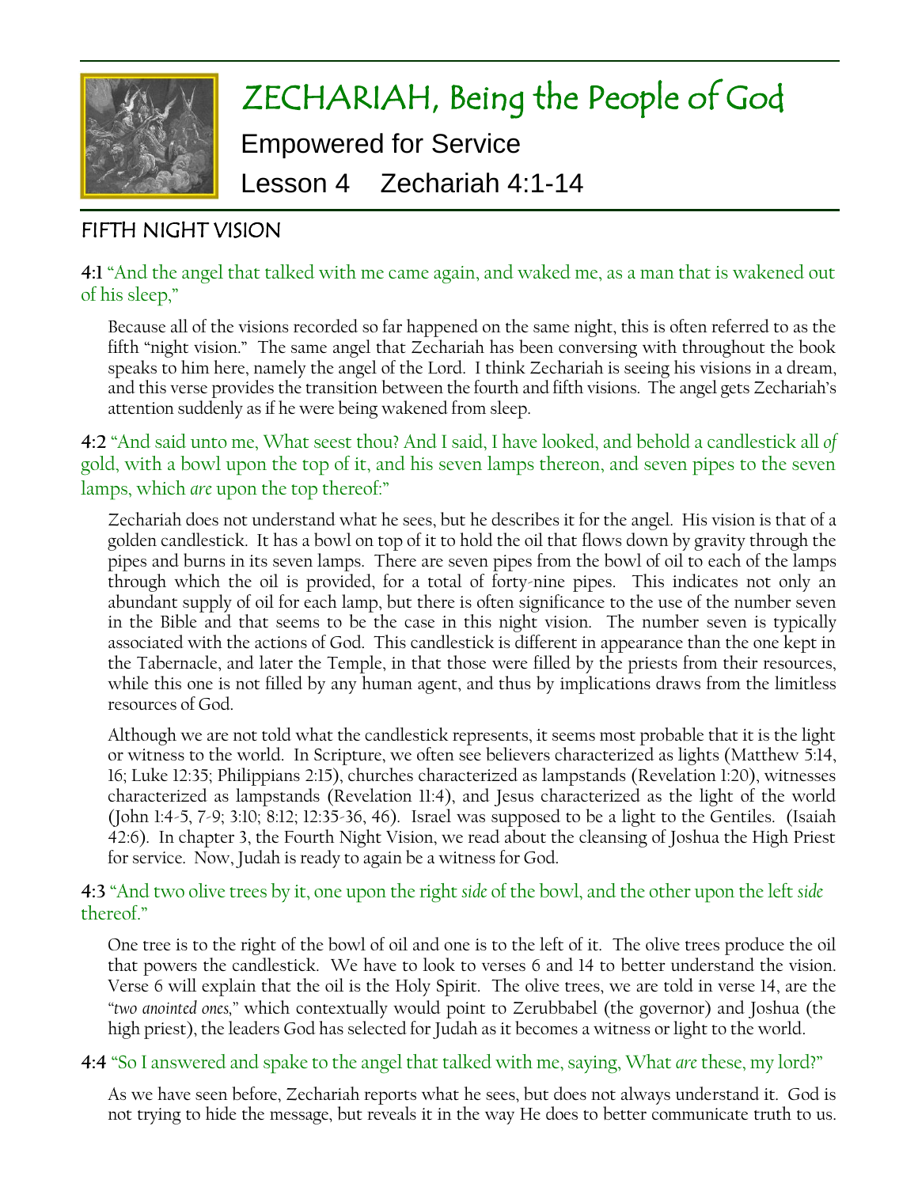# ZECHARIAH, Being the People of God

## Empowered for Service

## Lesson 4 Zechariah 4:1-14

## FIFTH NIGHT VISION

**4:1** "And the angel that talked with me came again, and waked me, as a man that is wakened out of his sleep,"

Because all of the visions recorded so far happened on the same night, this is often referred to as the fifth "night vision." The same angel that Zechariah has been conversing with throughout the book speaks to him here, namely the angel of the Lord. I think Zechariah is seeing his visions in a dream, and this verse provides the transition between the fourth and fifth visions. The angel gets Zechariah's attention suddenly as if he were being wakened from sleep.

**4:2** "And said unto me, What seest thou? And I said, I have looked, and behold a candlestick all *of* gold, with a bowl upon the top of it, and his seven lamps thereon, and seven pipes to the seven lamps, which *are* upon the top thereof:"

Zechariah does not understand what he sees, but he describes it for the angel. His vision is that of a golden candlestick. It has a bowl on top of it to hold the oil that flows down by gravity through the pipes and burns in its seven lamps. There are seven pipes from the bowl of oil to each of the lamps through which the oil is provided, for a total of forty-nine pipes. This indicates not only an abundant supply of oil for each lamp, but there is often significance to the use of the number seven in the Bible and that seems to be the case in this night vision. The number seven is typically associated with the actions of God. This candlestick is different in appearance than the one kept in the Tabernacle, and later the Temple, in that those were filled by the priests from their resources, while this one is not filled by any human agent, and thus by implications draws from the limitless resources of God.

Although we are not told what the candlestick represents, it seems most probable that it is the light or witness to the world. In Scripture, we often see believers characterized as lights (Matthew 5:14, 16; Luke 12:35; Philippians 2:15), churches characterized as lampstands (Revelation 1:20), witnesses characterized as lampstands (Revelation 11:4), and Jesus characterized as the light of the world (John 1:4-5, 7-9; 3:10; 8:12; 12:35-36, 46). Israel was supposed to be a light to the Gentiles. (Isaiah 42:6). In chapter 3, the Fourth Night Vision, we read about the cleansing of Joshua the High Priest for service. Now, Judah is ready to again be a witness for God.

**4:3** "And two olive trees by it, one upon the right *side* of the bowl, and the other upon the left *side* thereof."

One tree is to the right of the bowl of oil and one is to the left of it. The olive trees produce the oil that powers the candlestick. We have to look to verses 6 and 14 to better understand the vision. Verse 6 will explain that the oil is the Holy Spirit. The olive trees, we are told in verse 14, are the "*two anointed ones*," which contextually would point to Zerubbabel (the governor) and Joshua (the high priest), the leaders God has selected for Judah as it becomes a witness or light to the world.

**4:4** "So I answered and spake to the angel that talked with me, saying, What *are* these, my lord?"

As we have seen before, Zechariah reports what he sees, but does not always understand it. God is not trying to hide the message, but reveals it in the way He does to better communicate truth to us.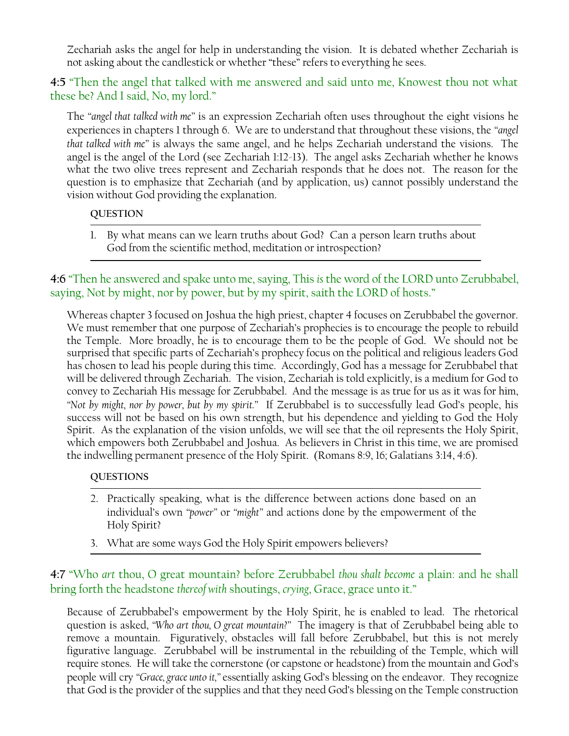Zechariah asks the angel for help in understanding the vision. It is debated whether Zechariah is not asking about the candlestick or whether "these" refers to everything he sees.

**4:5** "Then the angel that talked with me answered and said unto me, Knowest thou not what these be? And I said, No, my lord."

The "*angel that talked with me*" is an expression Zechariah often uses throughout the eight visions he experiences in chapters 1 through 6. We are to understand that throughout these visions, the "*angel that talked with me*" is always the same angel, and he helps Zechariah understand the visions. The angel is the angel of the Lord (see Zechariah 1:12-13). The angel asks Zechariah whether he knows what the two olive trees represent and Zechariah responds that he does not. The reason for the question is to emphasize that Zechariah (and by application, us) cannot possibly understand the vision without God providing the explanation.

**QUESTION**

1. By what means can we learn truths about God? Can a person learn truths about God from the scientific method, meditation or introspection?

**4:6** "Then he answered and spake unto me, saying, This *is* the word of the LORD unto Zerubbabel, saying, Not by might, nor by power, but by my spirit, saith the LORD of hosts."

Whereas chapter 3 focused on Joshua the high priest, chapter 4 focuses on Zerubbabel the governor. We must remember that one purpose of Zechariah's prophecies is to encourage the people to rebuild the Temple. More broadly, he is to encourage them to be the people of God. We should not be surprised that specific parts of Zechariah's prophecy focus on the political and religious leaders God has chosen to lead his people during this time. Accordingly, God has a message for Zerubbabel that will be delivered through Zechariah. The vision, Zechariah is told explicitly, is a medium for God to convey to Zechariah His message for Zerubbabel. And the message is as true for us as it was for him, "*Not by might, nor by power, but by my spirit.*" If Zerubbabel is to successfully lead God's people, his success will not be based on his own strength, but his dependence and yielding to God the Holy Spirit. As the explanation of the vision unfolds, we will see that the oil represents the Holy Spirit, which empowers both Zerubbabel and Joshua. As believers in Christ in this time, we are promised the indwelling permanent presence of the Holy Spirit. (Romans 8:9, 16; Galatians 3:14, 4:6).

**QUESTIONS**

2. Practically speaking, what is the difference between actions done based on an individual's own "*power*" or "*might*" and actions done by the empowerment of the Holy Spirit?
3. What are some ways God the Holy Spirit empowers believers?

**4:7** "Who *art* thou, O great mountain? before Zerubbabel *thou shalt become* a plain: and he shall bring forth the headstone *thereof with* shoutings, *crying*, Grace, grace unto it."

Because of Zerubbabel's empowerment by the Holy Spirit, he is enabled to lead. The rhetorical question is asked, "*Who art thou, O great mountain?*" The imagery is that of Zerubbabel being able to remove a mountain. Figuratively, obstacles will fall before Zerubbabel, but this is not merely figurative language. Zerubbabel will be instrumental in the rebuilding of the Temple, which will require stones. He will take the cornerstone (or capstone or headstone) from the mountain and God's people will cry "*Grace, grace unto it,*" essentially asking God's blessing on the endeavor. They recognize that God is the provider of the supplies and that they need God's blessing on the Temple construction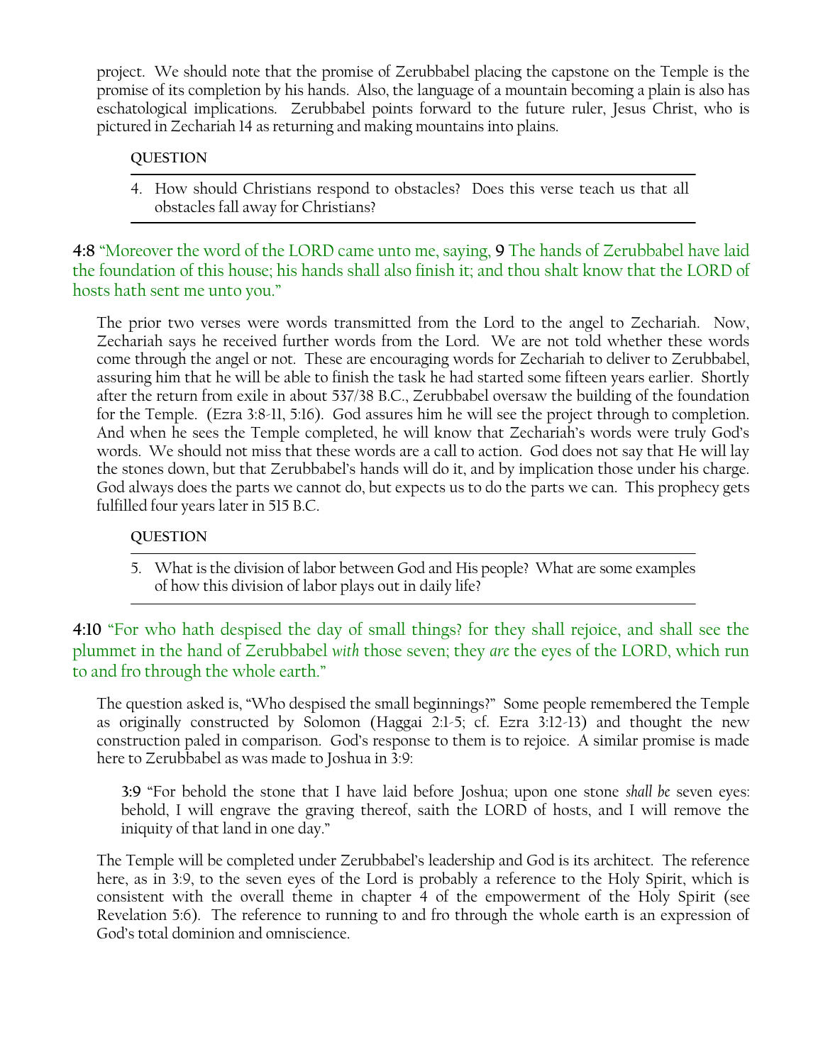project. We should note that the promise of Zerubbabel placing the capstone on the Temple is the promise of its completion by his hands. Also, the language of a mountain becoming a plain is also has eschatological implications. Zerubbabel points forward to the future ruler, Jesus Christ, who is pictured in Zechariah 14 as returning and making mountains into plains.

**QUESTION**

4. How should Christians respond to obstacles? Does this verse teach us that all obstacles fall away for Christians?

**4:8** "Moreover the word of the LORD came unto me, saying, **9** The hands of Zerubbabel have laid the foundation of this house; his hands shall also finish it; and thou shalt know that the LORD of hosts hath sent me unto you."

The prior two verses were words transmitted from the Lord to the angel to Zechariah. Now, Zechariah says he received further words from the Lord. We are not told whether these words come through the angel or not. These are encouraging words for Zechariah to deliver to Zerubbabel, assuring him that he will be able to finish the task he had started some fifteen years earlier. Shortly after the return from exile in about 537/38 B.C., Zerubbabel oversaw the building of the foundation for the Temple. (Ezra 3:8-11, 5:16). God assures him he will see the project through to completion. And when he sees the Temple completed, he will know that Zechariah's words were truly God's words. We should not miss that these words are a call to action. God does not say that He will lay the stones down, but that Zerubbabel's hands will do it, and by implication those under his charge. God always does the parts we cannot do, but expects us to do the parts we can. This prophecy gets fulfilled four years later in 515 B.C.

**QUESTION**

5. What is the division of labor between God and His people? What are some examples of how this division of labor plays out in daily life?

**4:10** "For who hath despised the day of small things? for they shall rejoice, and shall see the plummet in the hand of Zerubbabel *with* those seven; they *are* the eyes of the LORD, which run to and fro through the whole earth."

The question asked is, "Who despised the small beginnings?" Some people remembered the Temple as originally constructed by Solomon (Haggai 2:1-5; cf. Ezra 3:12-13) and thought the new construction paled in comparison. God's response to them is to rejoice. A similar promise is made here to Zerubbabel as was made to Joshua in 3:9:

> **3:9** "For behold the stone that I have laid before Joshua; upon one stone *shall be* seven eyes: behold, I will engrave the graving thereof, saith the LORD of hosts, and I will remove the iniquity of that land in one day."

The Temple will be completed under Zerubbabel's leadership and God is its architect. The reference here, as in 3:9, to the seven eyes of the Lord is probably a reference to the Holy Spirit, which is consistent with the overall theme in chapter 4 of the empowerment of the Holy Spirit (see Revelation 5:6). The reference to running to and fro through the whole earth is an expression of God's total dominion and omniscience.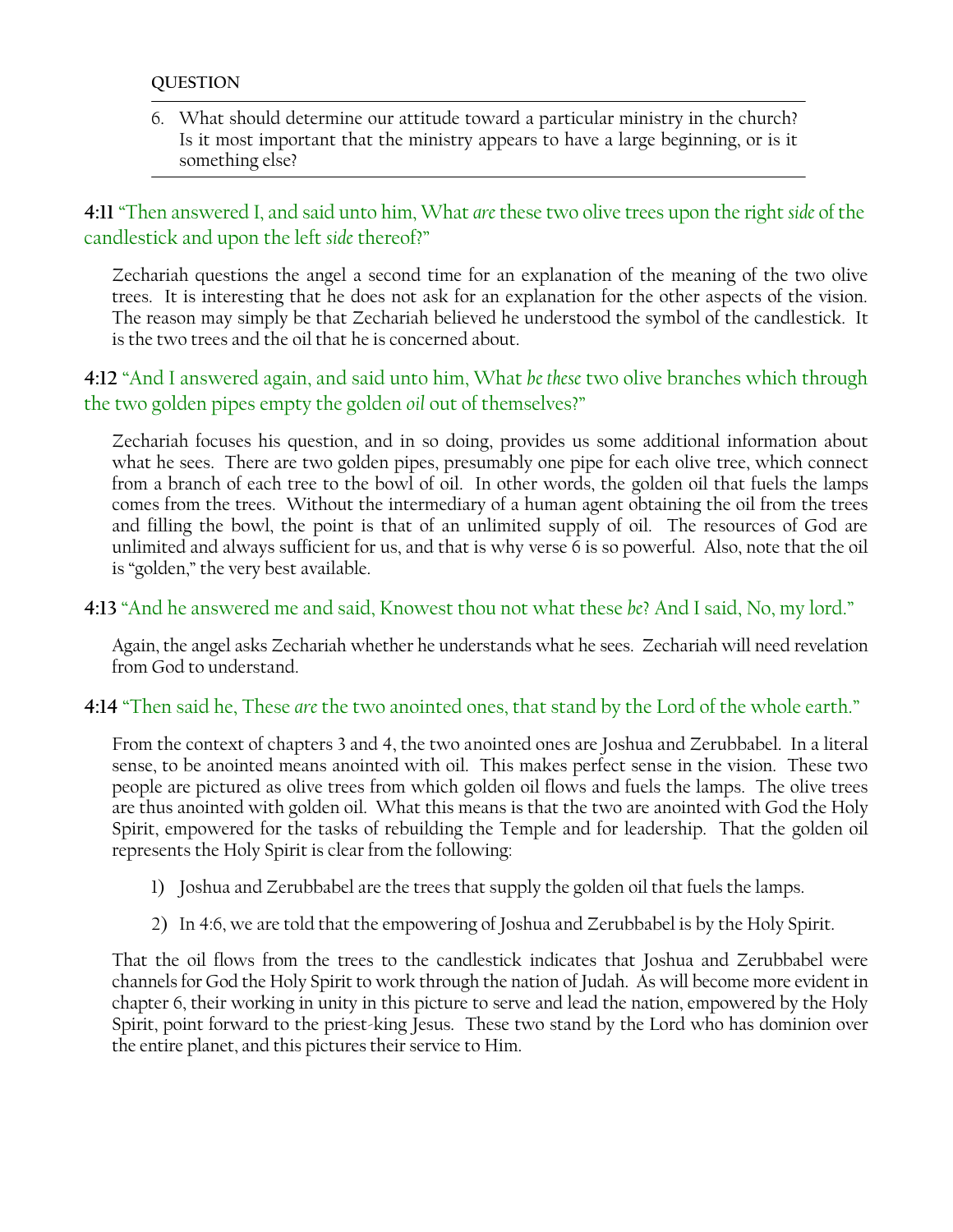**QUESTION**

6. What should determine our attitude toward a particular ministry in the church? Is it most important that the ministry appears to have a large beginning, or is it something else?

---

**4:11** "Then answered I, and said unto him, What *are* these two olive trees upon the right *side* of the candlestick and upon the left *side* thereof?"

Zechariah questions the angel a second time for an explanation of the meaning of the two olive trees. It is interesting that he does not ask for an explanation for the other aspects of the vision. The reason may simply be that Zechariah believed he understood the symbol of the candlestick. It is the two trees and the oil that he is concerned about.

**4:12** "And I answered again, and said unto him, What *be these* two olive branches which through the two golden pipes empty the golden *oil* out of themselves?"

Zechariah focuses his question, and in so doing, provides us some additional information about what he sees. There are two golden pipes, presumably one pipe for each olive tree, which connect from a branch of each tree to the bowl of oil. In other words, the golden oil that fuels the lamps comes from the trees. Without the intermediary of a human agent obtaining the oil from the trees and filling the bowl, the point is that of an unlimited supply of oil. The resources of God are unlimited and always sufficient for us, and that is why verse 6 is so powerful. Also, note that the oil is "golden," the very best available.

**4:13** "And he answered me and said, Knowest thou not what these *be*? And I said, No, my lord."

Again, the angel asks Zechariah whether he understands what he sees. Zechariah will need revelation from God to understand.

**4:14** "Then said he, These *are* the two anointed ones, that stand by the Lord of the whole earth."

From the context of chapters 3 and 4, the two anointed ones are Joshua and Zerubbabel. In a literal sense, to be anointed means anointed with oil. This makes perfect sense in the vision. These two people are pictured as olive trees from which golden oil flows and fuels the lamps. The olive trees are thus anointed with golden oil. What this means is that the two are anointed with God the Holy Spirit, empowered for the tasks of rebuilding the Temple and for leadership. That the golden oil represents the Holy Spirit is clear from the following:

1) Joshua and Zerubbabel are the trees that supply the golden oil that fuels the lamps.

2) In 4:6, we are told that the empowering of Joshua and Zerubbabel is by the Holy Spirit.

That the oil flows from the trees to the candlestick indicates that Joshua and Zerubbabel were channels for God the Holy Spirit to work through the nation of Judah. As will become more evident in chapter 6, their working in unity in this picture to serve and lead the nation, empowered by the Holy Spirit, point forward to the priest-king Jesus. These two stand by the Lord who has dominion over the entire planet, and this pictures their service to Him.